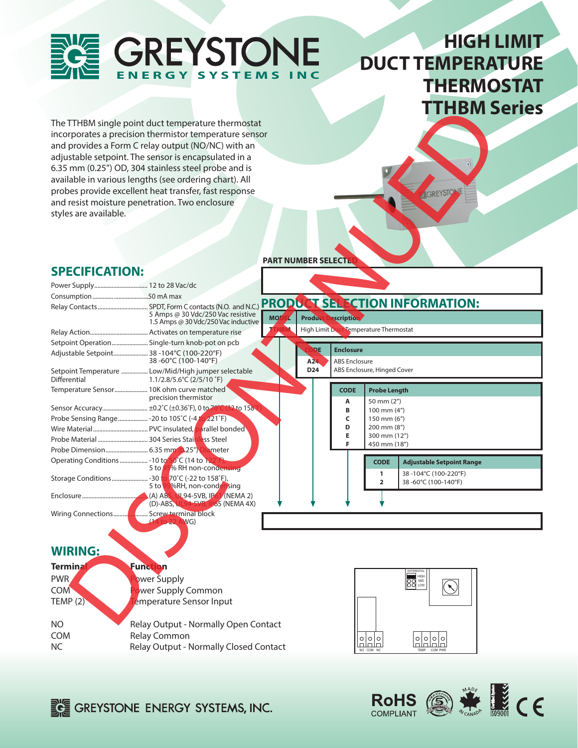# HIGH LIMIT DUCT TEMPERATURE THERMOSTAT TTHBM Series

DISCONTINUED

The TTHBM single point duct temperature thermostat incorporates a precision thermistor temperature sensor and provides a Form C relay output (NO/NC) with an adjustable setpoint. The sensor is encapsulated in a 6.35 mm (0.25") OD, 304 stainless steel probe and is available in various lengths (see ordering chart). All probes provide excellent heat transfer, fast response and resist moisture penetration. Two enclosure styles are available.

## SPECIFICATION:

| | |
|---|---|
| Power Supply | 12 to 28 Vac/dc |
| Consumption | 50 mA max |
| Relay Contacts | SPDT, Form C contacts (N.O. and N.C.) 5 Amps @ 30 Vdc/250 Vac resistive 1.5 Amps @ 30 Vdc/250 Vac inductive |
| Relay Action | Activates on temperature rise |
| Setpoint Operation | Single-turn knob-pot on pcb |
| Adjustable Setpoint | 38 -104°C (100-220°F) 38 -60°C (100-140°F) |
| Setpoint Temperature Differential | Low/Mid/High jumper selectable 1.1/2.8/5.6°C (2/5/10 °F) |
| Temperature Sensor | 10K ohm curve matched precision thermistor |
| Sensor Accuracy | ±0.2°C (±0.36°F), 0 to 70°C (32 to 158°F) |
| Probe Sensing Range | -20 to 105°C (-4 to 221°F) |
| Wire Material | PVC insulated, parallel bonded |
| Probe Material | 304 Series Stainless Steel |
| Probe Dimension | 6.35 mm (0.25") Diameter |
| Operating Conditions | -10 to 50°C (14 to 122°F), 5 to 95% RH non-condensing |
| Storage Conditions | -30 to 70°C (-22 to 158°F), 5 to 95%RH, non-condensing |
| Enclosure | (A) ABS, UL94-5VB, IP61 (NEMA 2) (D)-ABS, UL94-5VB, IP65 (NEMA 4X) |
| Wiring Connections | Screw terminal block (14 to 22 AWG) |

**PART NUMBER SELECTED**

## PRODUCT SELECTION INFORMATION:

| MODEL | Product Description |
|---|---|
| TTHBM | High Limit Duct Temperature Thermostat |

| CODE | Enclosure |
|---|---|
| A24 | ABS Enclosure |
| D24 | ABS Enclosure, Hinged Cover |

| CODE | Probe Length |
|---|---|
| A | 50 mm (2") |
| B | 100 mm (4") |
| C | 150 mm (6") |
| D | 200 mm (8") |
| E | 300 mm (12") |
| F | 450 mm (18") |

| CODE | Adjustable Setpoint Range |
|---|---|
| 1 | 38 -104°C (100-220°F) |
| 2 | 38 -60°C (100-140°F) |

## WIRING:

| Terminal | Function |
|---|---|
| PWR | Power Supply |
| COM | Power Supply Common |
| TEMP (2) | Temperature Sensor Input |
| NO | Relay Output - Normally Open Contact |
| COM | Relay Common |
| NC | Relay Output - Normally Closed Contact |

DIFFERENTIAL HIGH MID LOW

NO COM NC TEMP COM PWR

GREYSTONE ENERGY SYSTEMS, INC.

RoHS COMPLIANT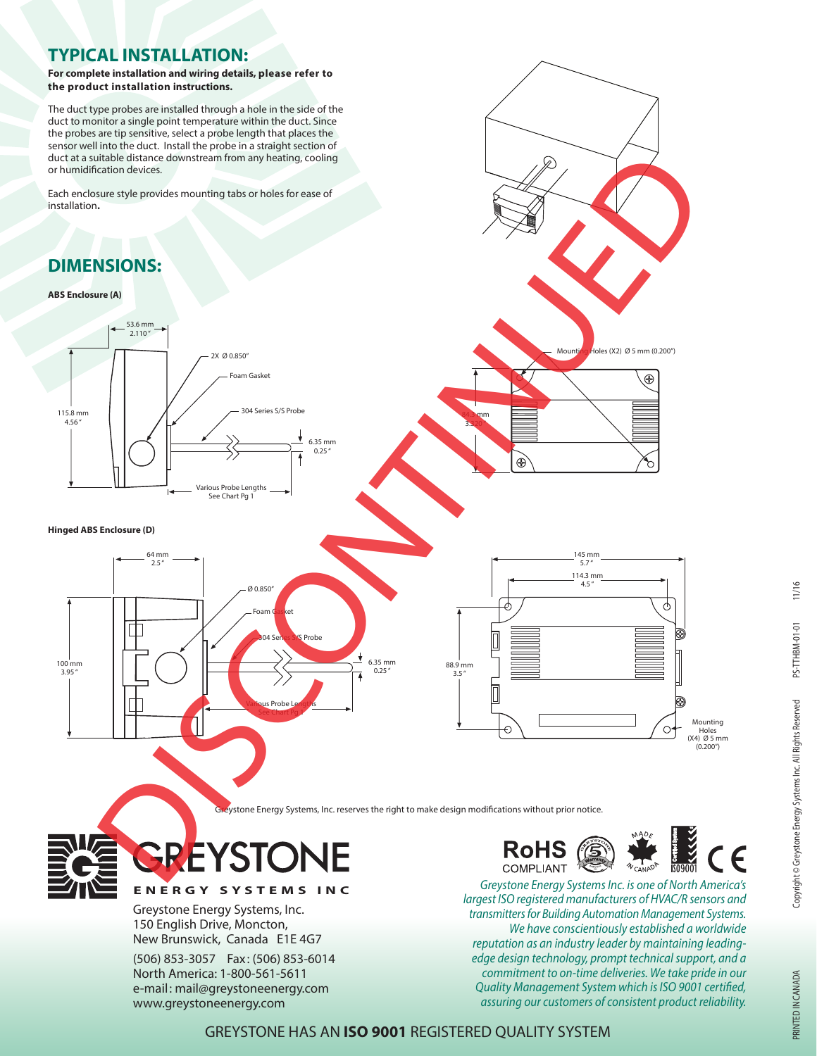## TYPICAL INSTALLATION:

**For complete installation and wiring details, please refer to the product installation instructions.**

The duct type probes are installed through a hole in the side of the duct to monitor a single point temperature within the duct. Since the probes are tip sensitive, select a probe length that places the sensor well into the duct. Install the probe in a straight section of duct at a suitable distance downstream from any heating, cooling or humidification devices.

Each enclosure style provides mounting tabs or holes for ease of installation**.**

DISCONTINUED

## DIMENSIONS:

**ABS Enclosure (A)**

53.6 mm
2.110"
2X Ø 0.850"
Foam Gasket
115.8 mm
4.56"
304 Series S/S Probe
6.35 mm
0.25"
Various Probe Lengths
See Chart Pg 1
Mounting Holes (X2) Ø 5 mm (0.200")
84.3 mm
3.320"

**Hinged ABS Enclosure (D)**

64 mm
2.5"
Ø 0.850"
Foam Gasket
304 Series S/S Probe
100 mm
3.95"
6.35 mm
0.25"
Various Probe Lengths
See Chart Pg 1
145 mm
5.7"
114.3 mm
4.5"
88.9 mm
3.5"
Mounting Holes (X4) Ø 5 mm (0.200")

Greystone Energy Systems, Inc. reserves the right to make design modifications without prior notice.

GREYSTONE
ENERGY SYSTEMS INC

Greystone Energy Systems, Inc.
150 English Drive, Moncton,
New Brunswick, Canada E1E 4G7

(506) 853-3057 Fax: (506) 853-6014
North America: 1-800-561-5611
e-mail: mail@greystoneenergy.com
www.greystoneenergy.com

RoHS COMPLIANT

*Greystone Energy Systems Inc. is one of North America's largest ISO registered manufacturers of HVAC/R sensors and transmitters for Building Automation Management Systems. We have conscientiously established a worldwide reputation as an industry leader by maintaining leading-edge design technology, prompt technical support, and a commitment to on-time deliveries. We take pride in our Quality Management System which is ISO 9001 certified, assuring our customers of consistent product reliability.*

GREYSTONE HAS AN **ISO 9001** REGISTERED QUALITY SYSTEM

PRINTED IN CANADA Copyright © Greystone Energy Systems Inc. All Rights Reserved PS-TTHBM-01-01 11/16